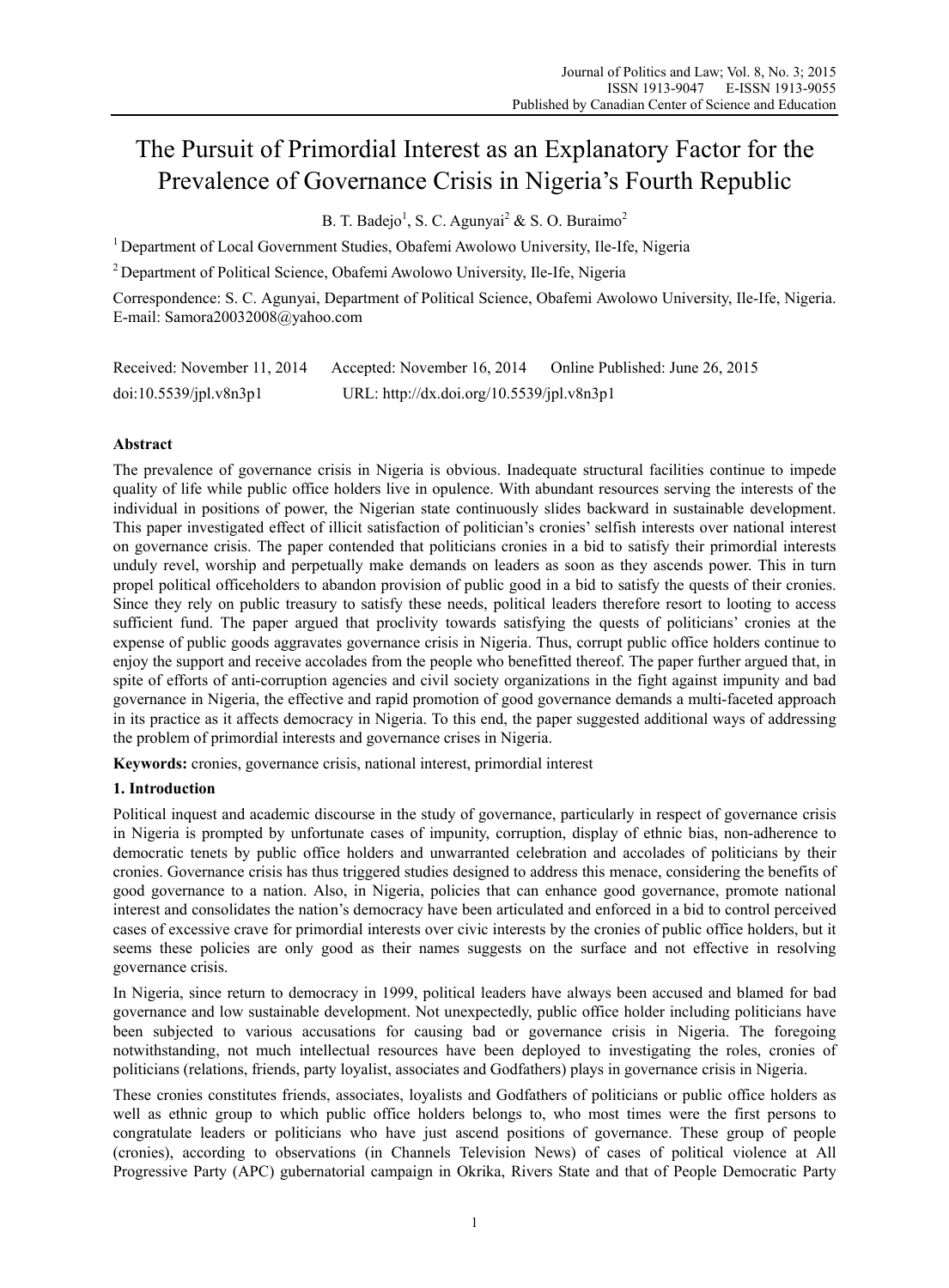# The Pursuit of Primordial Interest as an Explanatory Factor for the Prevalence of Governance Crisis in Nigeria's Fourth Republic

B. T. Badejo[1], S. C. Agunyai[2] & S. O. Buraimo[2]

[1] Department of Local Government Studies, Obafemi Awolowo University, Ile-Ife, Nigeria

[2] Department of Political Science, Obafemi Awolowo University, Ile-Ife, Nigeria

Correspondence: S. C. Agunyai, Department of Political Science, Obafemi Awolowo University, Ile-Ife, Nigeria. E-mail: Samora20032008@yahoo.com

Received: November 11, 2014 Accepted: November 16, 2014 Online Published: June 26, 2015

doi:10.5539/jpl.v8n3p1 URL: http://dx.doi.org/10.5539/jpl.v8n3p1

## Abstract

The prevalence of governance crisis in Nigeria is obvious. Inadequate structural facilities continue to impede quality of life while public office holders live in opulence. With abundant resources serving the interests of the individual in positions of power, the Nigerian state continuously slides backward in sustainable development. This paper investigated effect of illicit satisfaction of politician's cronies' selfish interests over national interest on governance crisis. The paper contended that politicians cronies in a bid to satisfy their primordial interests unduly revel, worship and perpetually make demands on leaders as soon as they ascends power. This in turn propel political officeholders to abandon provision of public good in a bid to satisfy the quests of their cronies. Since they rely on public treasury to satisfy these needs, political leaders therefore resort to looting to access sufficient fund. The paper argued that proclivity towards satisfying the quests of politicians' cronies at the expense of public goods aggravates governance crisis in Nigeria. Thus, corrupt public office holders continue to enjoy the support and receive accolades from the people who benefitted thereof. The paper further argued that, in spite of efforts of anti-corruption agencies and civil society organizations in the fight against impunity and bad governance in Nigeria, the effective and rapid promotion of good governance demands a multi-faceted approach in its practice as it affects democracy in Nigeria. To this end, the paper suggested additional ways of addressing the problem of primordial interests and governance crises in Nigeria.

**Keywords:** cronies, governance crisis, national interest, primordial interest

## 1. Introduction

Political inquest and academic discourse in the study of governance, particularly in respect of governance crisis in Nigeria is prompted by unfortunate cases of impunity, corruption, display of ethnic bias, non-adherence to democratic tenets by public office holders and unwarranted celebration and accolades of politicians by their cronies. Governance crisis has thus triggered studies designed to address this menace, considering the benefits of good governance to a nation. Also, in Nigeria, policies that can enhance good governance, promote national interest and consolidates the nation's democracy have been articulated and enforced in a bid to control perceived cases of excessive crave for primordial interests over civic interests by the cronies of public office holders, but it seems these policies are only good as their names suggests on the surface and not effective in resolving governance crisis.

In Nigeria, since return to democracy in 1999, political leaders have always been accused and blamed for bad governance and low sustainable development. Not unexpectedly, public office holder including politicians have been subjected to various accusations for causing bad or governance crisis in Nigeria. The foregoing notwithstanding, not much intellectual resources have been deployed to investigating the roles, cronies of politicians (relations, friends, party loyalist, associates and Godfathers) plays in governance crisis in Nigeria.

These cronies constitutes friends, associates, loyalists and Godfathers of politicians or public office holders as well as ethnic group to which public office holders belongs to, who most times were the first persons to congratulate leaders or politicians who have just ascend positions of governance. These group of people (cronies), according to observations (in Channels Television News) of cases of political violence at All Progressive Party (APC) gubernatorial campaign in Okrika, Rivers State and that of People Democratic Party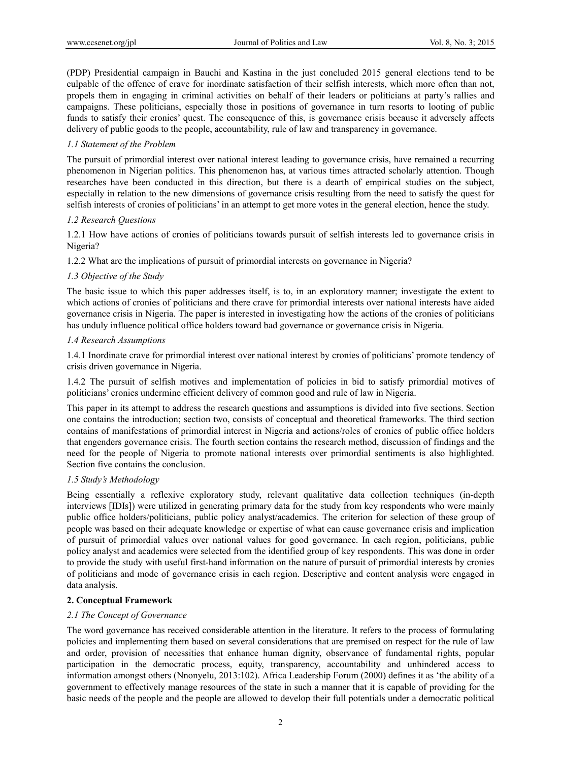(PDP) Presidential campaign in Bauchi and Kastina in the just concluded 2015 general elections tend to be culpable of the offence of crave for inordinate satisfaction of their selfish interests, which more often than not, propels them in engaging in criminal activities on behalf of their leaders or politicians at party's rallies and campaigns. These politicians, especially those in positions of governance in turn resorts to looting of public funds to satisfy their cronies' quest. The consequence of this, is governance crisis because it adversely affects delivery of public goods to the people, accountability, rule of law and transparency in governance.

### *1.1 Statement of the Problem*

The pursuit of primordial interest over national interest leading to governance crisis, have remained a recurring phenomenon in Nigerian politics. This phenomenon has, at various times attracted scholarly attention. Though researches have been conducted in this direction, but there is a dearth of empirical studies on the subject, especially in relation to the new dimensions of governance crisis resulting from the need to satisfy the quest for selfish interests of cronies of politicians' in an attempt to get more votes in the general election, hence the study.

### *1.2 Research Questions*

1.2.1 How have actions of cronies of politicians towards pursuit of selfish interests led to governance crisis in Nigeria?

1.2.2 What are the implications of pursuit of primordial interests on governance in Nigeria?

### *1.3 Objective of the Study*

The basic issue to which this paper addresses itself, is to, in an exploratory manner; investigate the extent to which actions of cronies of politicians and there crave for primordial interests over national interests have aided governance crisis in Nigeria. The paper is interested in investigating how the actions of the cronies of politicians has unduly influence political office holders toward bad governance or governance crisis in Nigeria.

### *1.4 Research Assumptions*

1.4.1 Inordinate crave for primordial interest over national interest by cronies of politicians' promote tendency of crisis driven governance in Nigeria.

1.4.2 The pursuit of selfish motives and implementation of policies in bid to satisfy primordial motives of politicians' cronies undermine efficient delivery of common good and rule of law in Nigeria.

This paper in its attempt to address the research questions and assumptions is divided into five sections. Section one contains the introduction; section two, consists of conceptual and theoretical frameworks. The third section contains of manifestations of primordial interest in Nigeria and actions/roles of cronies of public office holders that engenders governance crisis. The fourth section contains the research method, discussion of findings and the need for the people of Nigeria to promote national interests over primordial sentiments is also highlighted. Section five contains the conclusion.

### *1.5 Study's Methodology*

Being essentially a reflexive exploratory study, relevant qualitative data collection techniques (in-depth interviews [IDIs]) were utilized in generating primary data for the study from key respondents who were mainly public office holders/politicians, public policy analyst/academics. The criterion for selection of these group of people was based on their adequate knowledge or expertise of what can cause governance crisis and implication of pursuit of primordial values over national values for good governance. In each region, politicians, public policy analyst and academics were selected from the identified group of key respondents. This was done in order to provide the study with useful first-hand information on the nature of pursuit of primordial interests by cronies of politicians and mode of governance crisis in each region. Descriptive and content analysis were engaged in data analysis.

## **2. Conceptual Framework**

### *2.1 The Concept of Governance*

The word governance has received considerable attention in the literature. It refers to the process of formulating policies and implementing them based on several considerations that are premised on respect for the rule of law and order, provision of necessities that enhance human dignity, observance of fundamental rights, popular participation in the democratic process, equity, transparency, accountability and unhindered access to information amongst others (Nnonyelu, 2013:102). Africa Leadership Forum (2000) defines it as 'the ability of a government to effectively manage resources of the state in such a manner that it is capable of providing for the basic needs of the people and the people are allowed to develop their full potentials under a democratic political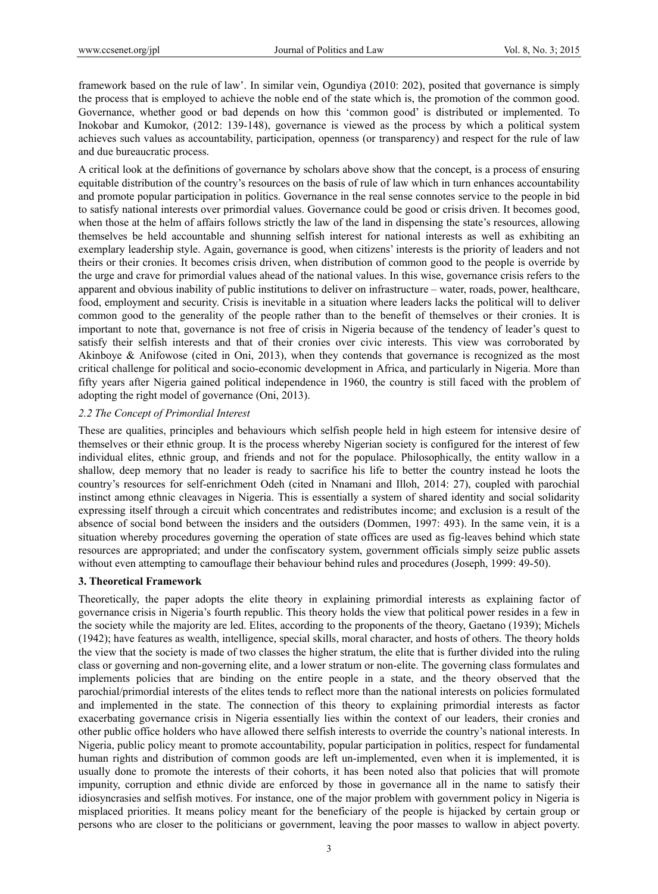framework based on the rule of law'. In similar vein, Ogundiya (2010: 202), posited that governance is simply the process that is employed to achieve the noble end of the state which is, the promotion of the common good. Governance, whether good or bad depends on how this 'common good' is distributed or implemented. To Inokobar and Kumokor, (2012: 139-148), governance is viewed as the process by which a political system achieves such values as accountability, participation, openness (or transparency) and respect for the rule of law and due bureaucratic process.

A critical look at the definitions of governance by scholars above show that the concept, is a process of ensuring equitable distribution of the country's resources on the basis of rule of law which in turn enhances accountability and promote popular participation in politics. Governance in the real sense connotes service to the people in bid to satisfy national interests over primordial values. Governance could be good or crisis driven. It becomes good, when those at the helm of affairs follows strictly the law of the land in dispensing the state's resources, allowing themselves be held accountable and shunning selfish interest for national interests as well as exhibiting an exemplary leadership style. Again, governance is good, when citizens' interests is the priority of leaders and not theirs or their cronies. It becomes crisis driven, when distribution of common good to the people is override by the urge and crave for primordial values ahead of the national values. In this wise, governance crisis refers to the apparent and obvious inability of public institutions to deliver on infrastructure – water, roads, power, healthcare, food, employment and security. Crisis is inevitable in a situation where leaders lacks the political will to deliver common good to the generality of the people rather than to the benefit of themselves or their cronies. It is important to note that, governance is not free of crisis in Nigeria because of the tendency of leader's quest to satisfy their selfish interests and that of their cronies over civic interests. This view was corroborated by Akinboye & Anifowose (cited in Oni, 2013), when they contends that governance is recognized as the most critical challenge for political and socio-economic development in Africa, and particularly in Nigeria. More than fifty years after Nigeria gained political independence in 1960, the country is still faced with the problem of adopting the right model of governance (Oni, 2013).

### *2.2 The Concept of Primordial Interest*

These are qualities, principles and behaviours which selfish people held in high esteem for intensive desire of themselves or their ethnic group. It is the process whereby Nigerian society is configured for the interest of few individual elites, ethnic group, and friends and not for the populace. Philosophically, the entity wallow in a shallow, deep memory that no leader is ready to sacrifice his life to better the country instead he loots the country's resources for self-enrichment Odeh (cited in Nnamani and Illoh, 2014: 27), coupled with parochial instinct among ethnic cleavages in Nigeria. This is essentially a system of shared identity and social solidarity expressing itself through a circuit which concentrates and redistributes income; and exclusion is a result of the absence of social bond between the insiders and the outsiders (Dommen, 1997: 493). In the same vein, it is a situation whereby procedures governing the operation of state offices are used as fig-leaves behind which state resources are appropriated; and under the confiscatory system, government officials simply seize public assets without even attempting to camouflage their behaviour behind rules and procedures (Joseph, 1999: 49-50).

## **3. Theoretical Framework**

Theoretically, the paper adopts the elite theory in explaining primordial interests as explaining factor of governance crisis in Nigeria's fourth republic. This theory holds the view that political power resides in a few in the society while the majority are led. Elites, according to the proponents of the theory, Gaetano (1939); Michels (1942); have features as wealth, intelligence, special skills, moral character, and hosts of others. The theory holds the view that the society is made of two classes the higher stratum, the elite that is further divided into the ruling class or governing and non-governing elite, and a lower stratum or non-elite. The governing class formulates and implements policies that are binding on the entire people in a state, and the theory observed that the parochial/primordial interests of the elites tends to reflect more than the national interests on policies formulated and implemented in the state. The connection of this theory to explaining primordial interests as factor exacerbating governance crisis in Nigeria essentially lies within the context of our leaders, their cronies and other public office holders who have allowed there selfish interests to override the country's national interests. In Nigeria, public policy meant to promote accountability, popular participation in politics, respect for fundamental human rights and distribution of common goods are left un-implemented, even when it is implemented, it is usually done to promote the interests of their cohorts, it has been noted also that policies that will promote impunity, corruption and ethnic divide are enforced by those in governance all in the name to satisfy their idiosyncrasies and selfish motives. For instance, one of the major problem with government policy in Nigeria is misplaced priorities. It means policy meant for the beneficiary of the people is hijacked by certain group or persons who are closer to the politicians or government, leaving the poor masses to wallow in abject poverty.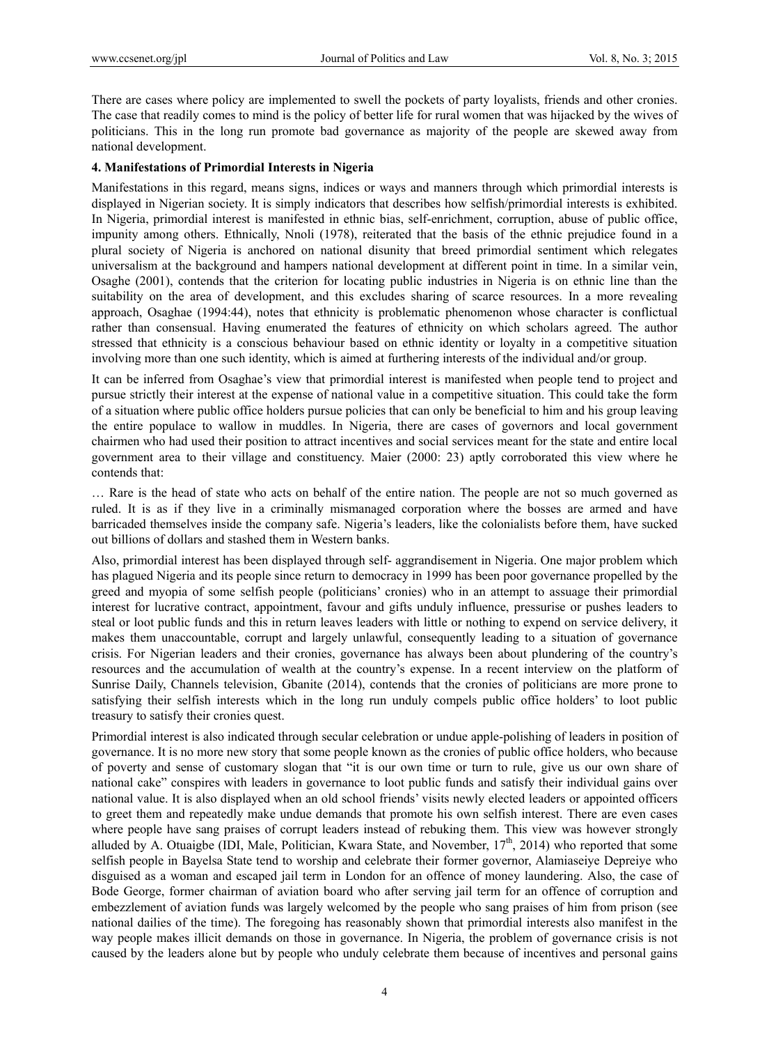There are cases where policy are implemented to swell the pockets of party loyalists, friends and other cronies. The case that readily comes to mind is the policy of better life for rural women that was hijacked by the wives of politicians. This in the long run promote bad governance as majority of the people are skewed away from national development.

#### 4. Manifestations of Primordial Interests in Nigeria

Manifestations in this regard, means signs, indices or ways and manners through which primordial interests is displayed in Nigerian society. It is simply indicators that describes how selfish/primordial interests is exhibited. In Nigeria, primordial interest is manifested in ethnic bias, self-enrichment, corruption, abuse of public office, impunity among others. Ethnically, Nnoli (1978), reiterated that the basis of the ethnic prejudice found in a plural society of Nigeria is anchored on national disunity that breed primordial sentiment which relegates universalism at the background and hampers national development at different point in time. In a similar vein, Osaghe (2001), contends that the criterion for locating public industries in Nigeria is on ethnic line than the suitability on the area of development, and this excludes sharing of scarce resources. In a more revealing approach, Osaghae (1994:44), notes that ethnicity is problematic phenomenon whose character is conflictual rather than consensual. Having enumerated the features of ethnicity on which scholars agreed. The author stressed that ethnicity is a conscious behaviour based on ethnic identity or loyalty in a competitive situation involving more than one such identity, which is aimed at furthering interests of the individual and/or group.

It can be inferred from Osaghae's view that primordial interest is manifested when people tend to project and pursue strictly their interest at the expense of national value in a competitive situation. This could take the form of a situation where public office holders pursue policies that can only be beneficial to him and his group leaving the entire populace to wallow in muddles. In Nigeria, there are cases of governors and local government chairmen who had used their position to attract incentives and social services meant for the state and entire local government area to their village and constituency. Maier (2000: 23) aptly corroborated this view where he contends that:

> … Rare is the head of state who acts on behalf of the entire nation. The people are not so much governed as ruled. It is as if they live in a criminally mismanaged corporation where the bosses are armed and have barricaded themselves inside the company safe. Nigeria's leaders, like the colonialists before them, have sucked out billions of dollars and stashed them in Western banks.

Also, primordial interest has been displayed through self- aggrandisement in Nigeria. One major problem which has plagued Nigeria and its people since return to democracy in 1999 has been poor governance propelled by the greed and myopia of some selfish people (politicians' cronies) who in an attempt to assuage their primordial interest for lucrative contract, appointment, favour and gifts unduly influence, pressurise or pushes leaders to steal or loot public funds and this in return leaves leaders with little or nothing to expend on service delivery, it makes them unaccountable, corrupt and largely unlawful, consequently leading to a situation of governance crisis. For Nigerian leaders and their cronies, governance has always been about plundering of the country's resources and the accumulation of wealth at the country's expense. In a recent interview on the platform of Sunrise Daily, Channels television, Gbanite (2014), contends that the cronies of politicians are more prone to satisfying their selfish interests which in the long run unduly compels public office holders' to loot public treasury to satisfy their cronies quest.

Primordial interest is also indicated through secular celebration or undue apple-polishing of leaders in position of governance. It is no more new story that some people known as the cronies of public office holders, who because of poverty and sense of customary slogan that "it is our own time or turn to rule, give us our own share of national cake" conspires with leaders in governance to loot public funds and satisfy their individual gains over national value. It is also displayed when an old school friends' visits newly elected leaders or appointed officers to greet them and repeatedly make undue demands that promote his own selfish interest. There are even cases where people have sang praises of corrupt leaders instead of rebuking them. This view was however strongly alluded by A. Otuaigbe (IDI, Male, Politician, Kwara State, and November, 17th, 2014) who reported that some selfish people in Bayelsa State tend to worship and celebrate their former governor, Alamiaseiye Depreiye who disguised as a woman and escaped jail term in London for an offence of money laundering. Also, the case of Bode George, former chairman of aviation board who after serving jail term for an offence of corruption and embezzlement of aviation funds was largely welcomed by the people who sang praises of him from prison (see national dailies of the time). The foregoing has reasonably shown that primordial interests also manifest in the way people makes illicit demands on those in governance. In Nigeria, the problem of governance crisis is not caused by the leaders alone but by people who unduly celebrate them because of incentives and personal gains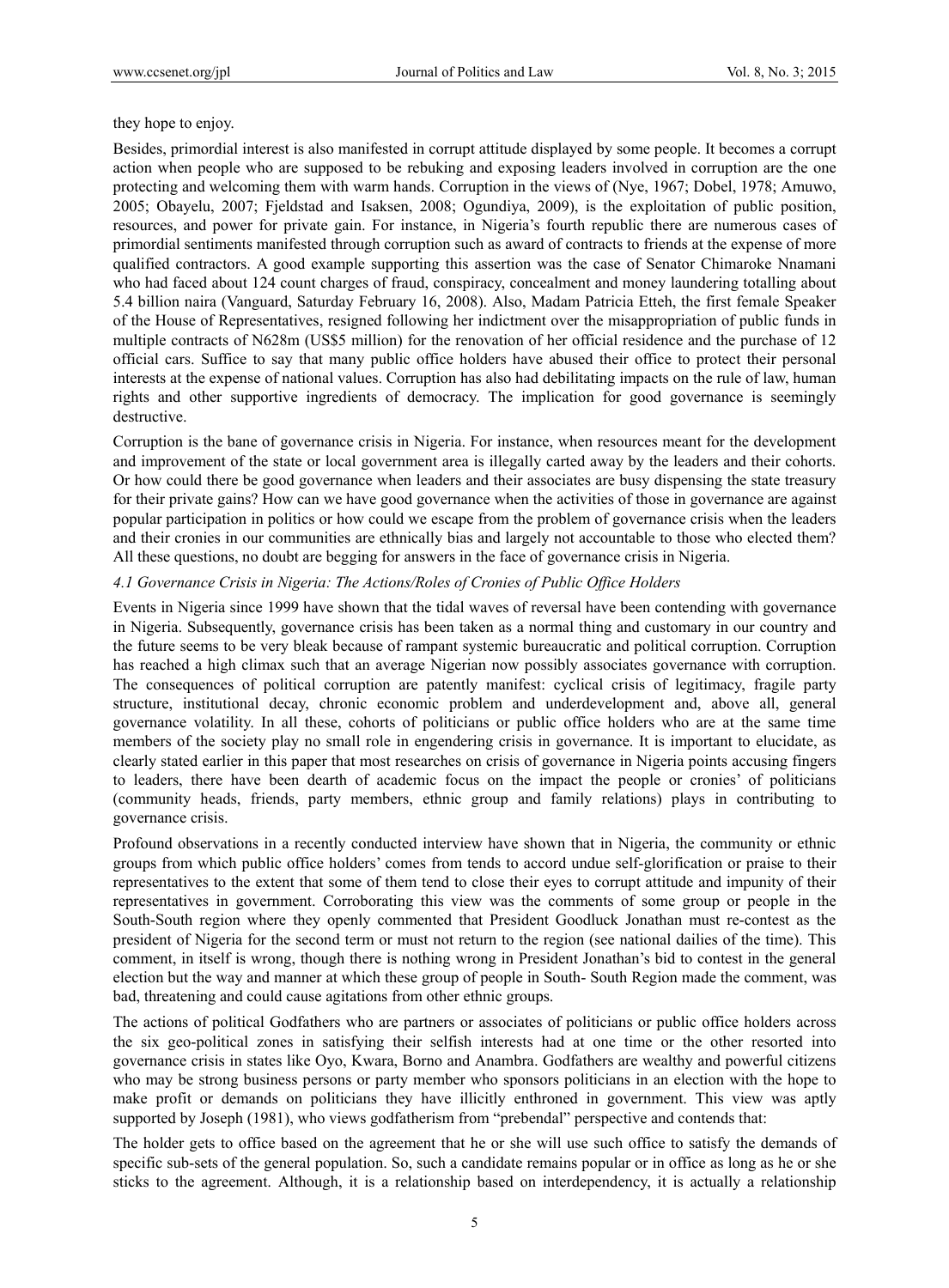they hope to enjoy.

Besides, primordial interest is also manifested in corrupt attitude displayed by some people. It becomes a corrupt action when people who are supposed to be rebuking and exposing leaders involved in corruption are the one protecting and welcoming them with warm hands. Corruption in the views of (Nye, 1967; Dobel, 1978; Amuwo, 2005; Obayelu, 2007; Fjeldstad and Isaksen, 2008; Ogundiya, 2009), is the exploitation of public position, resources, and power for private gain. For instance, in Nigeria's fourth republic there are numerous cases of primordial sentiments manifested through corruption such as award of contracts to friends at the expense of more qualified contractors. A good example supporting this assertion was the case of Senator Chimaroke Nnamani who had faced about 124 count charges of fraud, conspiracy, concealment and money laundering totalling about 5.4 billion naira (Vanguard, Saturday February 16, 2008). Also, Madam Patricia Etteh, the first female Speaker of the House of Representatives, resigned following her indictment over the misappropriation of public funds in multiple contracts of N628m (US$5 million) for the renovation of her official residence and the purchase of 12 official cars. Suffice to say that many public office holders have abused their office to protect their personal interests at the expense of national values. Corruption has also had debilitating impacts on the rule of law, human rights and other supportive ingredients of democracy. The implication for good governance is seemingly destructive.

Corruption is the bane of governance crisis in Nigeria. For instance, when resources meant for the development and improvement of the state or local government area is illegally carted away by the leaders and their cohorts. Or how could there be good governance when leaders and their associates are busy dispensing the state treasury for their private gains? How can we have good governance when the activities of those in governance are against popular participation in politics or how could we escape from the problem of governance crisis when the leaders and their cronies in our communities are ethnically bias and largely not accountable to those who elected them? All these questions, no doubt are begging for answers in the face of governance crisis in Nigeria.

### *4.1 Governance Crisis in Nigeria: The Actions/Roles of Cronies of Public Office Holders*

Events in Nigeria since 1999 have shown that the tidal waves of reversal have been contending with governance in Nigeria. Subsequently, governance crisis has been taken as a normal thing and customary in our country and the future seems to be very bleak because of rampant systemic bureaucratic and political corruption. Corruption has reached a high climax such that an average Nigerian now possibly associates governance with corruption. The consequences of political corruption are patently manifest: cyclical crisis of legitimacy, fragile party structure, institutional decay, chronic economic problem and underdevelopment and, above all, general governance volatility. In all these, cohorts of politicians or public office holders who are at the same time members of the society play no small role in engendering crisis in governance. It is important to elucidate, as clearly stated earlier in this paper that most researches on crisis of governance in Nigeria points accusing fingers to leaders, there have been dearth of academic focus on the impact the people or cronies' of politicians (community heads, friends, party members, ethnic group and family relations) plays in contributing to governance crisis.

Profound observations in a recently conducted interview have shown that in Nigeria, the community or ethnic groups from which public office holders' comes from tends to accord undue self-glorification or praise to their representatives to the extent that some of them tend to close their eyes to corrupt attitude and impunity of their representatives in government. Corroborating this view was the comments of some group or people in the South-South region where they openly commented that President Goodluck Jonathan must re-contest as the president of Nigeria for the second term or must not return to the region (see national dailies of the time). This comment, in itself is wrong, though there is nothing wrong in President Jonathan's bid to contest in the general election but the way and manner at which these group of people in South- South Region made the comment, was bad, threatening and could cause agitations from other ethnic groups.

The actions of political Godfathers who are partners or associates of politicians or public office holders across the six geo-political zones in satisfying their selfish interests had at one time or the other resorted into governance crisis in states like Oyo, Kwara, Borno and Anambra. Godfathers are wealthy and powerful citizens who may be strong business persons or party member who sponsors politicians in an election with the hope to make profit or demands on politicians they have illicitly enthroned in government. This view was aptly supported by Joseph (1981), who views godfatherism from "prebendal" perspective and contends that:

The holder gets to office based on the agreement that he or she will use such office to satisfy the demands of specific sub-sets of the general population. So, such a candidate remains popular or in office as long as he or she sticks to the agreement. Although, it is a relationship based on interdependency, it is actually a relationship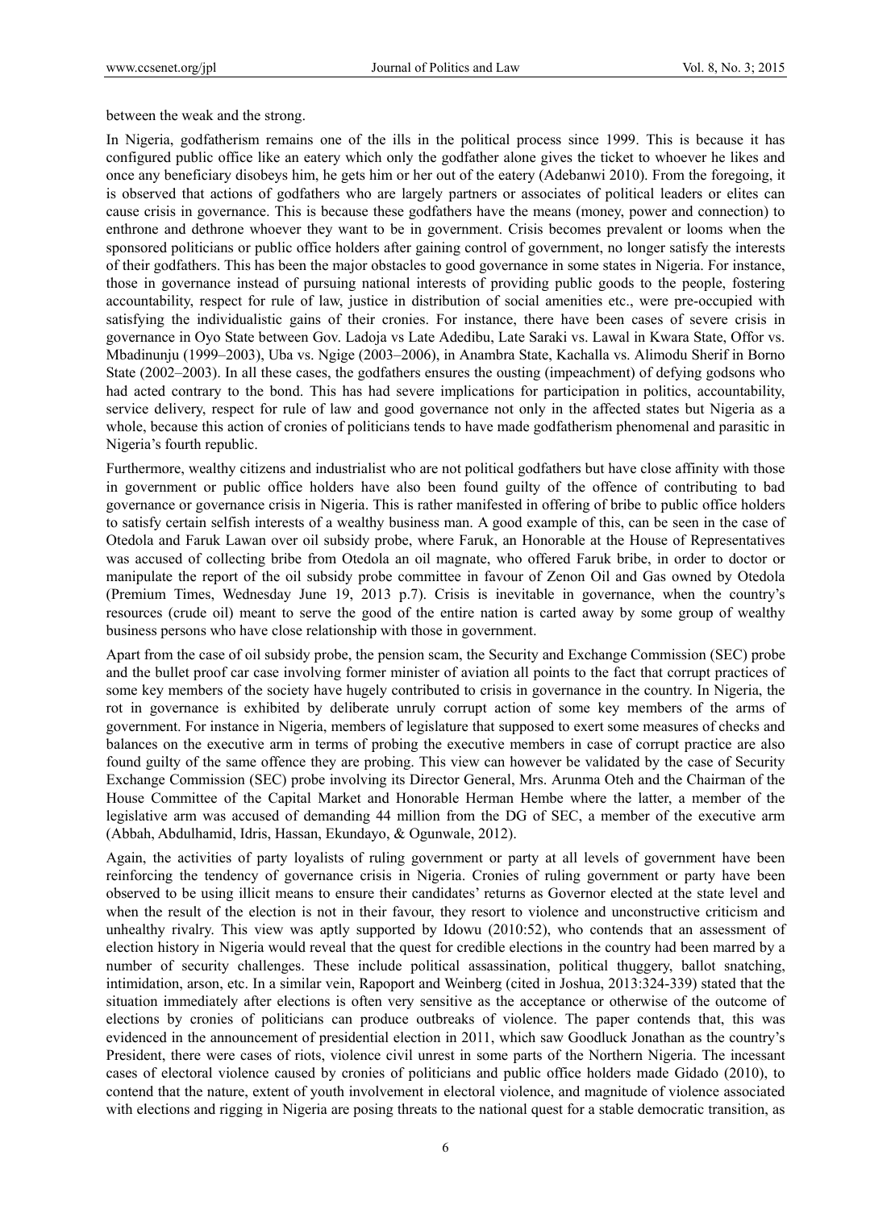between the weak and the strong.

In Nigeria, godfatherism remains one of the ills in the political process since 1999. This is because it has configured public office like an eatery which only the godfather alone gives the ticket to whoever he likes and once any beneficiary disobeys him, he gets him or her out of the eatery (Adebanwi 2010). From the foregoing, it is observed that actions of godfathers who are largely partners or associates of political leaders or elites can cause crisis in governance. This is because these godfathers have the means (money, power and connection) to enthrone and dethrone whoever they want to be in government. Crisis becomes prevalent or looms when the sponsored politicians or public office holders after gaining control of government, no longer satisfy the interests of their godfathers. This has been the major obstacles to good governance in some states in Nigeria. For instance, those in governance instead of pursuing national interests of providing public goods to the people, fostering accountability, respect for rule of law, justice in distribution of social amenities etc., were pre-occupied with satisfying the individualistic gains of their cronies. For instance, there have been cases of severe crisis in governance in Oyo State between Gov. Ladoja vs Late Adedibu, Late Saraki vs. Lawal in Kwara State, Offor vs. Mbadinunju (1999–2003), Uba vs. Ngige (2003–2006), in Anambra State, Kachalla vs. Alimodu Sherif in Borno State (2002–2003). In all these cases, the godfathers ensures the ousting (impeachment) of defying godsons who had acted contrary to the bond. This has had severe implications for participation in politics, accountability, service delivery, respect for rule of law and good governance not only in the affected states but Nigeria as a whole, because this action of cronies of politicians tends to have made godfatherism phenomenal and parasitic in Nigeria's fourth republic.

Furthermore, wealthy citizens and industrialist who are not political godfathers but have close affinity with those in government or public office holders have also been found guilty of the offence of contributing to bad governance or governance crisis in Nigeria. This is rather manifested in offering of bribe to public office holders to satisfy certain selfish interests of a wealthy business man. A good example of this, can be seen in the case of Otedola and Faruk Lawan over oil subsidy probe, where Faruk, an Honorable at the House of Representatives was accused of collecting bribe from Otedola an oil magnate, who offered Faruk bribe, in order to doctor or manipulate the report of the oil subsidy probe committee in favour of Zenon Oil and Gas owned by Otedola (Premium Times, Wednesday June 19, 2013 p.7). Crisis is inevitable in governance, when the country's resources (crude oil) meant to serve the good of the entire nation is carted away by some group of wealthy business persons who have close relationship with those in government.

Apart from the case of oil subsidy probe, the pension scam, the Security and Exchange Commission (SEC) probe and the bullet proof car case involving former minister of aviation all points to the fact that corrupt practices of some key members of the society have hugely contributed to crisis in governance in the country. In Nigeria, the rot in governance is exhibited by deliberate unruly corrupt action of some key members of the arms of government. For instance in Nigeria, members of legislature that supposed to exert some measures of checks and balances on the executive arm in terms of probing the executive members in case of corrupt practice are also found guilty of the same offence they are probing. This view can however be validated by the case of Security Exchange Commission (SEC) probe involving its Director General, Mrs. Arunma Oteh and the Chairman of the House Committee of the Capital Market and Honorable Herman Hembe where the latter, a member of the legislative arm was accused of demanding 44 million from the DG of SEC, a member of the executive arm (Abbah, Abdulhamid, Idris, Hassan, Ekundayo, & Ogunwale, 2012).

Again, the activities of party loyalists of ruling government or party at all levels of government have been reinforcing the tendency of governance crisis in Nigeria. Cronies of ruling government or party have been observed to be using illicit means to ensure their candidates' returns as Governor elected at the state level and when the result of the election is not in their favour, they resort to violence and unconstructive criticism and unhealthy rivalry. This view was aptly supported by Idowu (2010:52), who contends that an assessment of election history in Nigeria would reveal that the quest for credible elections in the country had been marred by a number of security challenges. These include political assassination, political thuggery, ballot snatching, intimidation, arson, etc. In a similar vein, Rapoport and Weinberg (cited in Joshua, 2013:324-339) stated that the situation immediately after elections is often very sensitive as the acceptance or otherwise of the outcome of elections by cronies of politicians can produce outbreaks of violence. The paper contends that, this was evidenced in the announcement of presidential election in 2011, which saw Goodluck Jonathan as the country's President, there were cases of riots, violence civil unrest in some parts of the Northern Nigeria. The incessant cases of electoral violence caused by cronies of politicians and public office holders made Gidado (2010), to contend that the nature, extent of youth involvement in electoral violence, and magnitude of violence associated with elections and rigging in Nigeria are posing threats to the national quest for a stable democratic transition, as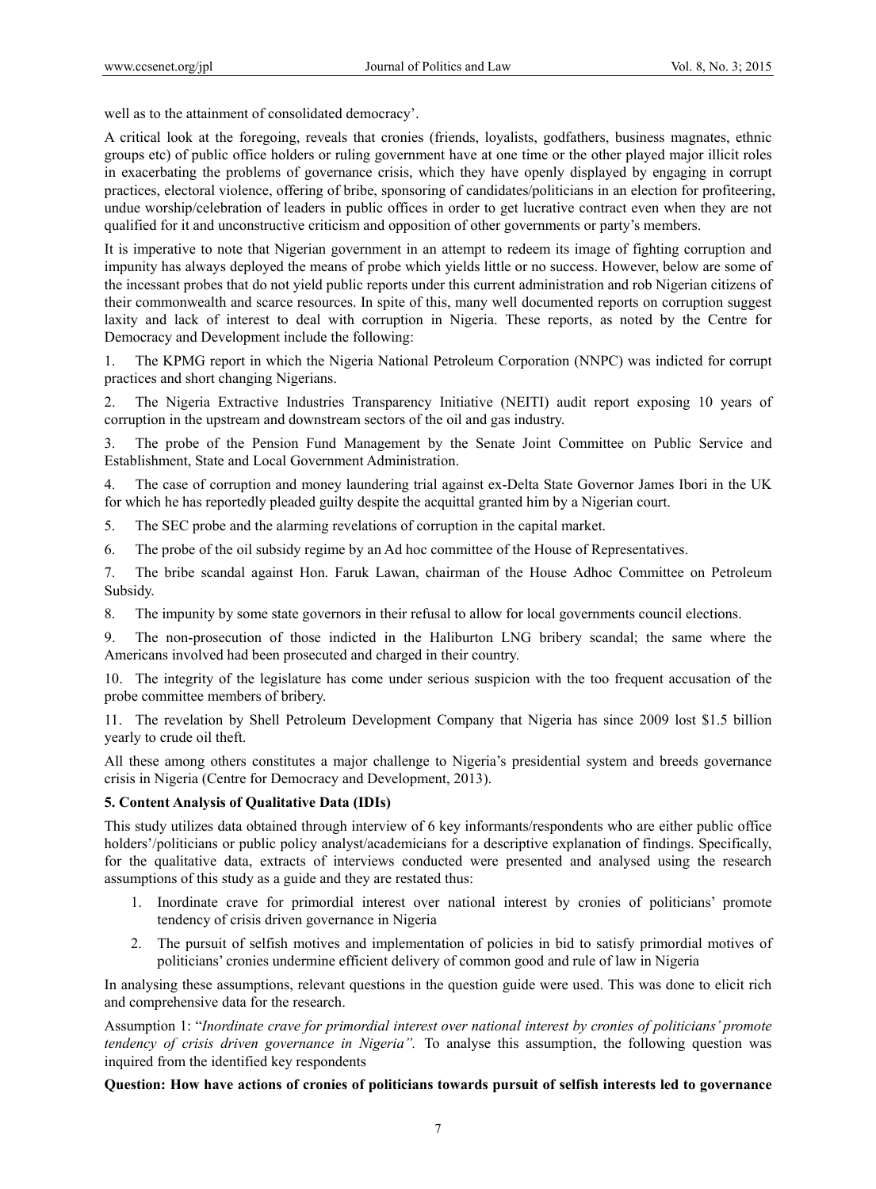well as to the attainment of consolidated democracy'.

A critical look at the foregoing, reveals that cronies (friends, loyalists, godfathers, business magnates, ethnic groups etc) of public office holders or ruling government have at one time or the other played major illicit roles in exacerbating the problems of governance crisis, which they have openly displayed by engaging in corrupt practices, electoral violence, offering of bribe, sponsoring of candidates/politicians in an election for profiteering, undue worship/celebration of leaders in public offices in order to get lucrative contract even when they are not qualified for it and unconstructive criticism and opposition of other governments or party's members.

It is imperative to note that Nigerian government in an attempt to redeem its image of fighting corruption and impunity has always deployed the means of probe which yields little or no success. However, below are some of the incessant probes that do not yield public reports under this current administration and rob Nigerian citizens of their commonwealth and scarce resources. In spite of this, many well documented reports on corruption suggest laxity and lack of interest to deal with corruption in Nigeria. These reports, as noted by the Centre for Democracy and Development include the following:

1. The KPMG report in which the Nigeria National Petroleum Corporation (NNPC) was indicted for corrupt practices and short changing Nigerians.

2. The Nigeria Extractive Industries Transparency Initiative (NEITI) audit report exposing 10 years of corruption in the upstream and downstream sectors of the oil and gas industry.

3. The probe of the Pension Fund Management by the Senate Joint Committee on Public Service and Establishment, State and Local Government Administration.

4. The case of corruption and money laundering trial against ex-Delta State Governor James Ibori in the UK for which he has reportedly pleaded guilty despite the acquittal granted him by a Nigerian court.

5. The SEC probe and the alarming revelations of corruption in the capital market.

6. The probe of the oil subsidy regime by an Ad hoc committee of the House of Representatives.

7. The bribe scandal against Hon. Faruk Lawan, chairman of the House Adhoc Committee on Petroleum Subsidy.

8. The impunity by some state governors in their refusal to allow for local governments council elections.

9. The non-prosecution of those indicted in the Haliburton LNG bribery scandal; the same where the Americans involved had been prosecuted and charged in their country.

10. The integrity of the legislature has come under serious suspicion with the too frequent accusation of the probe committee members of bribery.

11. The revelation by Shell Petroleum Development Company that Nigeria has since 2009 lost $1.5 billion yearly to crude oil theft.

All these among others constitutes a major challenge to Nigeria's presidential system and breeds governance crisis in Nigeria (Centre for Democracy and Development, 2013).

### 5. Content Analysis of Qualitative Data (IDIs)

This study utilizes data obtained through interview of 6 key informants/respondents who are either public office holders'/politicians or public policy analyst/academicians for a descriptive explanation of findings. Specifically, for the qualitative data, extracts of interviews conducted were presented and analysed using the research assumptions of this study as a guide and they are restated thus:

1. Inordinate crave for primordial interest over national interest by cronies of politicians' promote tendency of crisis driven governance in Nigeria
2. The pursuit of selfish motives and implementation of policies in bid to satisfy primordial motives of politicians' cronies undermine efficient delivery of common good and rule of law in Nigeria

In analysing these assumptions, relevant questions in the question guide were used. This was done to elicit rich and comprehensive data for the research.

Assumption 1: "*Inordinate crave for primordial interest over national interest by cronies of politicians' promote tendency of crisis driven governance in Nigeria".* To analyse this assumption, the following question was inquired from the identified key respondents

**Question: How have actions of cronies of politicians towards pursuit of selfish interests led to governance**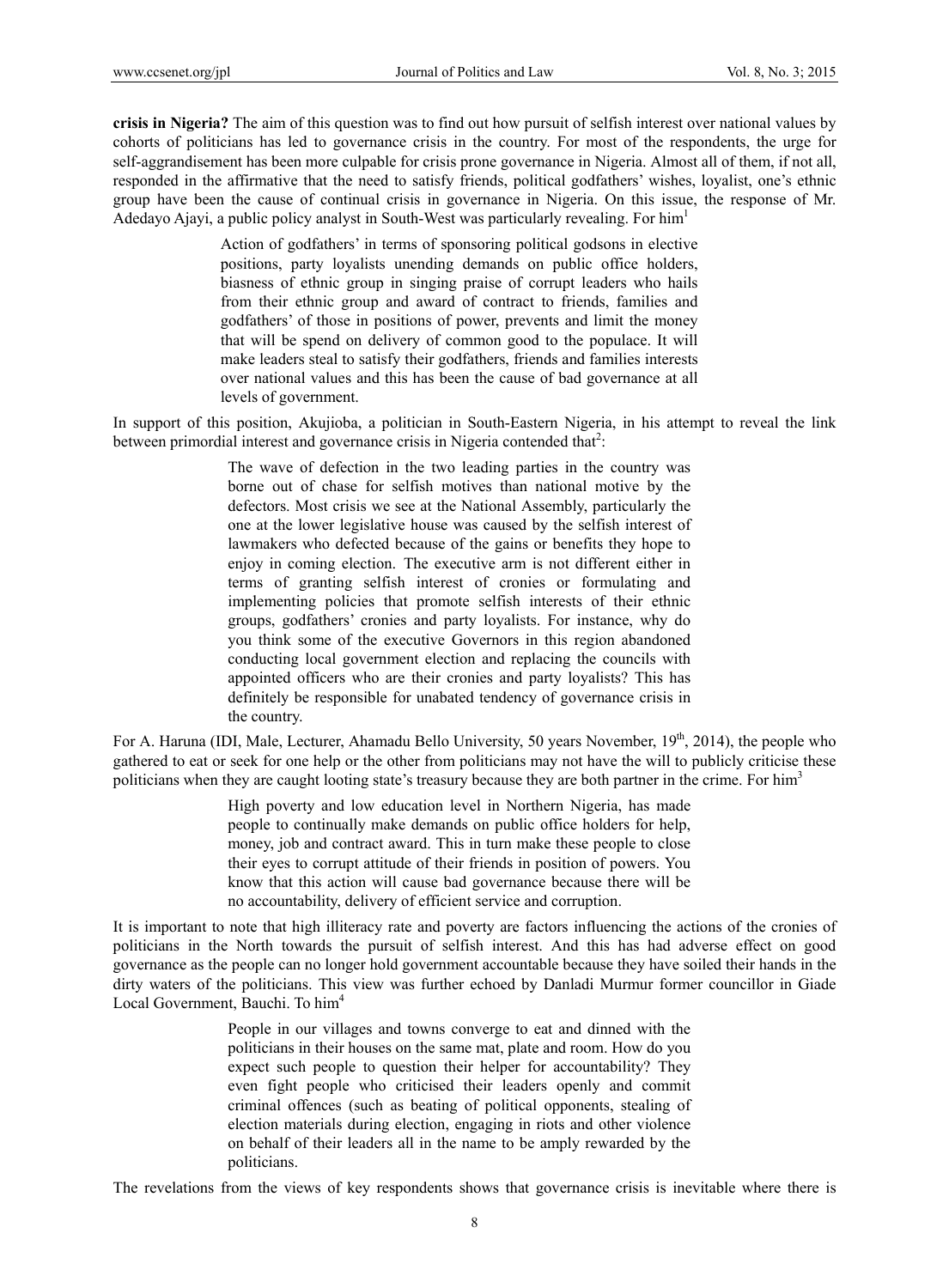**crisis in Nigeria?** The aim of this question was to find out how pursuit of selfish interest over national values by cohorts of politicians has led to governance crisis in the country. For most of the respondents, the urge for self-aggrandisement has been more culpable for crisis prone governance in Nigeria. Almost all of them, if not all, responded in the affirmative that the need to satisfy friends, political godfathers' wishes, loyalist, one's ethnic group have been the cause of continual crisis in governance in Nigeria. On this issue, the response of Mr. Adedayo Ajayi, a public policy analyst in South-West was particularly revealing. For him[1]

> Action of godfathers' in terms of sponsoring political godsons in elective positions, party loyalists unending demands on public office holders, biasness of ethnic group in singing praise of corrupt leaders who hails from their ethnic group and award of contract to friends, families and godfathers' of those in positions of power, prevents and limit the money that will be spend on delivery of common good to the populace. It will make leaders steal to satisfy their godfathers, friends and families interests over national values and this has been the cause of bad governance at all levels of government.

In support of this position, Akujioba, a politician in South-Eastern Nigeria, in his attempt to reveal the link between primordial interest and governance crisis in Nigeria contended that[2]:

> The wave of defection in the two leading parties in the country was borne out of chase for selfish motives than national motive by the defectors. Most crisis we see at the National Assembly, particularly the one at the lower legislative house was caused by the selfish interest of lawmakers who defected because of the gains or benefits they hope to enjoy in coming election. The executive arm is not different either in terms of granting selfish interest of cronies or formulating and implementing policies that promote selfish interests of their ethnic groups, godfathers' cronies and party loyalists. For instance, why do you think some of the executive Governors in this region abandoned conducting local government election and replacing the councils with appointed officers who are their cronies and party loyalists? This has definitely be responsible for unabated tendency of governance crisis in the country.

For A. Haruna (IDI, Male, Lecturer, Ahamadu Bello University, 50 years November, 19th, 2014), the people who gathered to eat or seek for one help or the other from politicians may not have the will to publicly criticise these politicians when they are caught looting state's treasury because they are both partner in the crime. For him[3]

> High poverty and low education level in Northern Nigeria, has made people to continually make demands on public office holders for help, money, job and contract award. This in turn make these people to close their eyes to corrupt attitude of their friends in position of powers. You know that this action will cause bad governance because there will be no accountability, delivery of efficient service and corruption.

It is important to note that high illiteracy rate and poverty are factors influencing the actions of the cronies of politicians in the North towards the pursuit of selfish interest. And this has had adverse effect on good governance as the people can no longer hold government accountable because they have soiled their hands in the dirty waters of the politicians. This view was further echoed by Danladi Murmur former councillor in Giade Local Government, Bauchi. To him[4]

> People in our villages and towns converge to eat and dinned with the politicians in their houses on the same mat, plate and room. How do you expect such people to question their helper for accountability? They even fight people who criticised their leaders openly and commit criminal offences (such as beating of political opponents, stealing of election materials during election, engaging in riots and other violence on behalf of their leaders all in the name to be amply rewarded by the politicians.

The revelations from the views of key respondents shows that governance crisis is inevitable where there is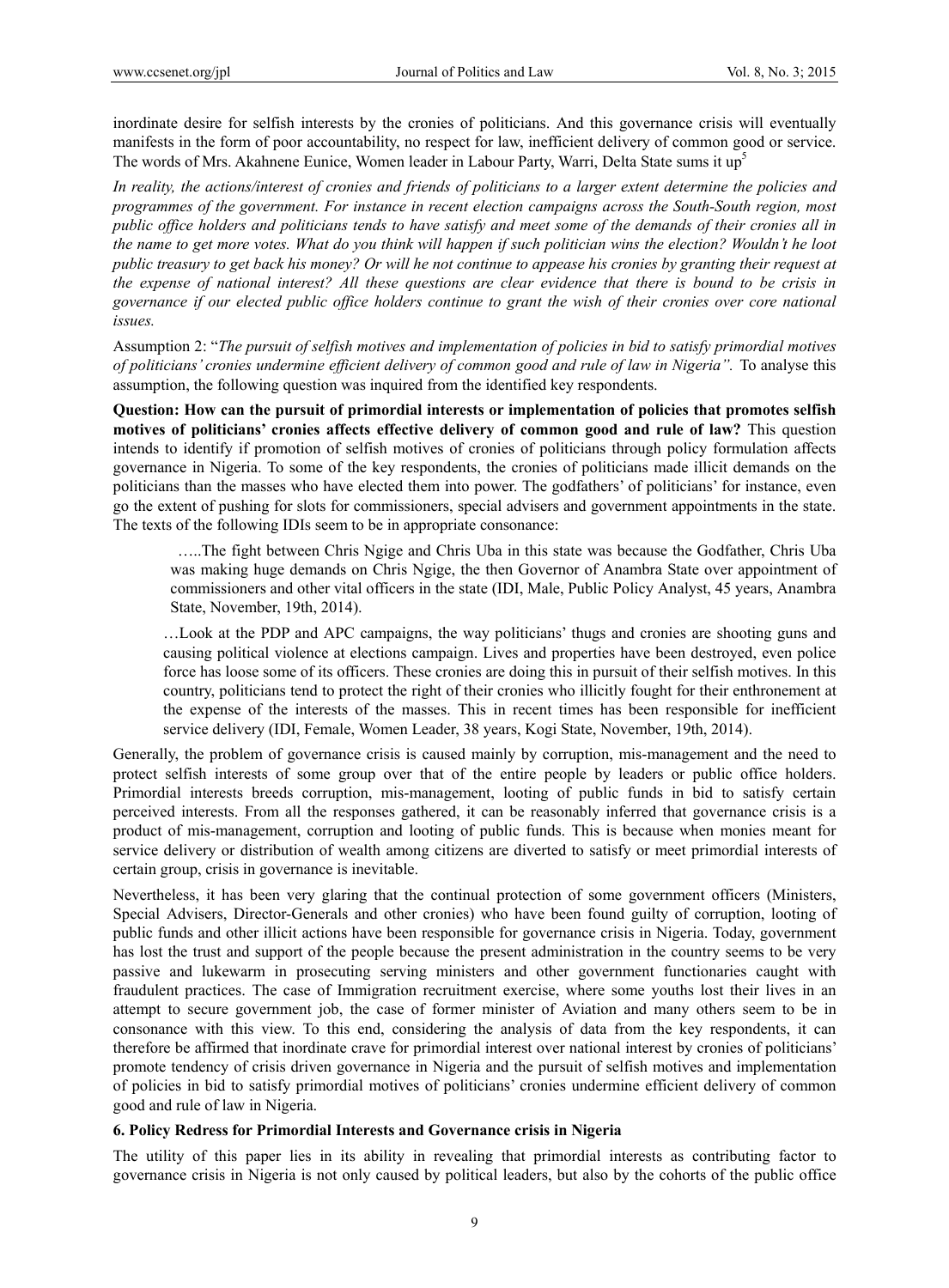inordinate desire for selfish interests by the cronies of politicians. And this governance crisis will eventually manifests in the form of poor accountability, no respect for law, inefficient delivery of common good or service. The words of Mrs. Akahnene Eunice, Women leader in Labour Party, Warri, Delta State sums it up[5]

*In reality, the actions/interest of cronies and friends of politicians to a larger extent determine the policies and programmes of the government. For instance in recent election campaigns across the South-South region, most public office holders and politicians tends to have satisfy and meet some of the demands of their cronies all in the name to get more votes. What do you think will happen if such politician wins the election? Wouldn't he loot public treasury to get back his money? Or will he not continue to appease his cronies by granting their request at the expense of national interest? All these questions are clear evidence that there is bound to be crisis in governance if our elected public office holders continue to grant the wish of their cronies over core national issues.*

Assumption 2: "*The pursuit of selfish motives and implementation of policies in bid to satisfy primordial motives of politicians' cronies undermine efficient delivery of common good and rule of law in Nigeria".* To analyse this assumption, the following question was inquired from the identified key respondents.

**Question: How can the pursuit of primordial interests or implementation of policies that promotes selfish motives of politicians' cronies affects effective delivery of common good and rule of law?** This question intends to identify if promotion of selfish motives of cronies of politicians through policy formulation affects governance in Nigeria. To some of the key respondents, the cronies of politicians made illicit demands on the politicians than the masses who have elected them into power. The godfathers' of politicians' for instance, even go the extent of pushing for slots for commissioners, special advisers and government appointments in the state. The texts of the following IDIs seem to be in appropriate consonance:

> …..The fight between Chris Ngige and Chris Uba in this state was because the Godfather, Chris Uba was making huge demands on Chris Ngige, the then Governor of Anambra State over appointment of commissioners and other vital officers in the state (IDI, Male, Public Policy Analyst, 45 years, Anambra State, November, 19th, 2014).

> …Look at the PDP and APC campaigns, the way politicians' thugs and cronies are shooting guns and causing political violence at elections campaign. Lives and properties have been destroyed, even police force has loose some of its officers. These cronies are doing this in pursuit of their selfish motives. In this country, politicians tend to protect the right of their cronies who illicitly fought for their enthronement at the expense of the interests of the masses. This in recent times has been responsible for inefficient service delivery (IDI, Female, Women Leader, 38 years, Kogi State, November, 19th, 2014).

Generally, the problem of governance crisis is caused mainly by corruption, mis-management and the need to protect selfish interests of some group over that of the entire people by leaders or public office holders. Primordial interests breeds corruption, mis-management, looting of public funds in bid to satisfy certain perceived interests. From all the responses gathered, it can be reasonably inferred that governance crisis is a product of mis-management, corruption and looting of public funds. This is because when monies meant for service delivery or distribution of wealth among citizens are diverted to satisfy or meet primordial interests of certain group, crisis in governance is inevitable.

Nevertheless, it has been very glaring that the continual protection of some government officers (Ministers, Special Advisers, Director-Generals and other cronies) who have been found guilty of corruption, looting of public funds and other illicit actions have been responsible for governance crisis in Nigeria. Today, government has lost the trust and support of the people because the present administration in the country seems to be very passive and lukewarm in prosecuting serving ministers and other government functionaries caught with fraudulent practices. The case of Immigration recruitment exercise, where some youths lost their lives in an attempt to secure government job, the case of former minister of Aviation and many others seem to be in consonance with this view. To this end, considering the analysis of data from the key respondents, it can therefore be affirmed that inordinate crave for primordial interest over national interest by cronies of politicians' promote tendency of crisis driven governance in Nigeria and the pursuit of selfish motives and implementation of policies in bid to satisfy primordial motives of politicians' cronies undermine efficient delivery of common good and rule of law in Nigeria.

## 6. Policy Redress for Primordial Interests and Governance crisis in Nigeria

The utility of this paper lies in its ability in revealing that primordial interests as contributing factor to governance crisis in Nigeria is not only caused by political leaders, but also by the cohorts of the public office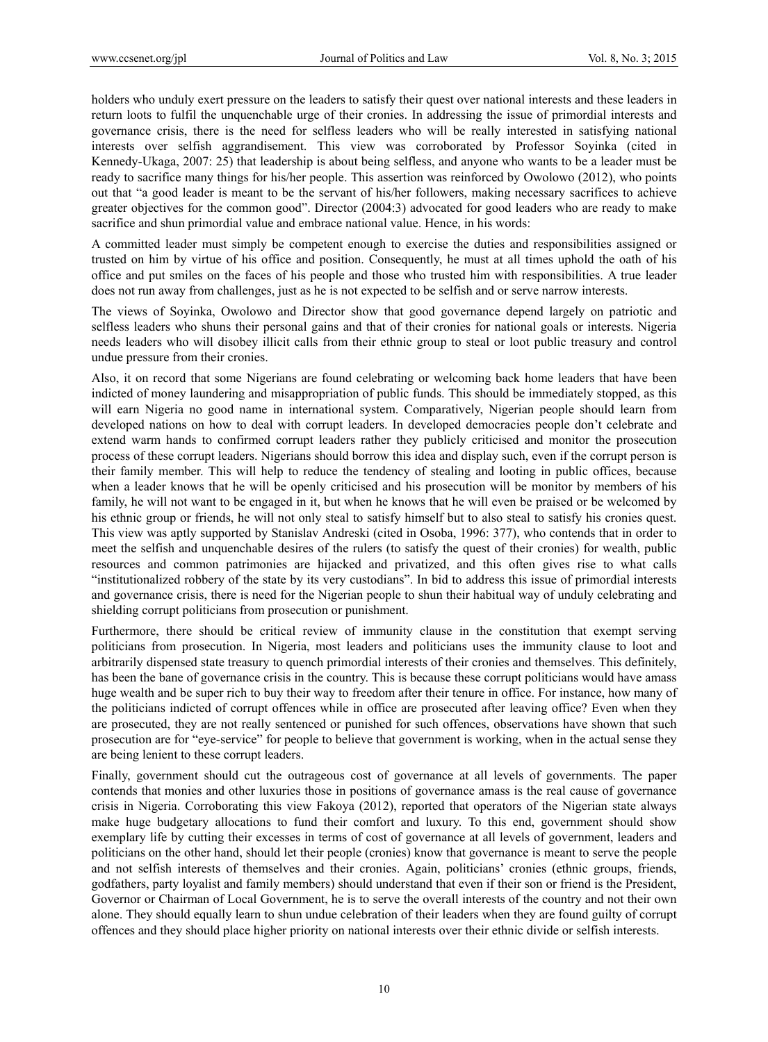holders who unduly exert pressure on the leaders to satisfy their quest over national interests and these leaders in return loots to fulfil the unquenchable urge of their cronies. In addressing the issue of primordial interests and governance crisis, there is the need for selfless leaders who will be really interested in satisfying national interests over selfish aggrandisement. This view was corroborated by Professor Soyinka (cited in Kennedy-Ukaga, 2007: 25) that leadership is about being selfless, and anyone who wants to be a leader must be ready to sacrifice many things for his/her people. This assertion was reinforced by Owolowo (2012), who points out that "a good leader is meant to be the servant of his/her followers, making necessary sacrifices to achieve greater objectives for the common good". Director (2004:3) advocated for good leaders who are ready to make sacrifice and shun primordial value and embrace national value. Hence, in his words:

A committed leader must simply be competent enough to exercise the duties and responsibilities assigned or trusted on him by virtue of his office and position. Consequently, he must at all times uphold the oath of his office and put smiles on the faces of his people and those who trusted him with responsibilities. A true leader does not run away from challenges, just as he is not expected to be selfish and or serve narrow interests.

The views of Soyinka, Owolowo and Director show that good governance depend largely on patriotic and selfless leaders who shuns their personal gains and that of their cronies for national goals or interests. Nigeria needs leaders who will disobey illicit calls from their ethnic group to steal or loot public treasury and control undue pressure from their cronies.

Also, it on record that some Nigerians are found celebrating or welcoming back home leaders that have been indicted of money laundering and misappropriation of public funds. This should be immediately stopped, as this will earn Nigeria no good name in international system. Comparatively, Nigerian people should learn from developed nations on how to deal with corrupt leaders. In developed democracies people don't celebrate and extend warm hands to confirmed corrupt leaders rather they publicly criticised and monitor the prosecution process of these corrupt leaders. Nigerians should borrow this idea and display such, even if the corrupt person is their family member. This will help to reduce the tendency of stealing and looting in public offices, because when a leader knows that he will be openly criticised and his prosecution will be monitor by members of his family, he will not want to be engaged in it, but when he knows that he will even be praised or be welcomed by his ethnic group or friends, he will not only steal to satisfy himself but to also steal to satisfy his cronies quest. This view was aptly supported by Stanislav Andreski (cited in Osoba, 1996: 377), who contends that in order to meet the selfish and unquenchable desires of the rulers (to satisfy the quest of their cronies) for wealth, public resources and common patrimonies are hijacked and privatized, and this often gives rise to what calls "institutionalized robbery of the state by its very custodians". In bid to address this issue of primordial interests and governance crisis, there is need for the Nigerian people to shun their habitual way of unduly celebrating and shielding corrupt politicians from prosecution or punishment.

Furthermore, there should be critical review of immunity clause in the constitution that exempt serving politicians from prosecution. In Nigeria, most leaders and politicians uses the immunity clause to loot and arbitrarily dispensed state treasury to quench primordial interests of their cronies and themselves. This definitely, has been the bane of governance crisis in the country. This is because these corrupt politicians would have amass huge wealth and be super rich to buy their way to freedom after their tenure in office. For instance, how many of the politicians indicted of corrupt offences while in office are prosecuted after leaving office? Even when they are prosecuted, they are not really sentenced or punished for such offences, observations have shown that such prosecution are for "eye-service" for people to believe that government is working, when in the actual sense they are being lenient to these corrupt leaders.

Finally, government should cut the outrageous cost of governance at all levels of governments. The paper contends that monies and other luxuries those in positions of governance amass is the real cause of governance crisis in Nigeria. Corroborating this view Fakoya (2012), reported that operators of the Nigerian state always make huge budgetary allocations to fund their comfort and luxury. To this end, government should show exemplary life by cutting their excesses in terms of cost of governance at all levels of government, leaders and politicians on the other hand, should let their people (cronies) know that governance is meant to serve the people and not selfish interests of themselves and their cronies. Again, politicians' cronies (ethnic groups, friends, godfathers, party loyalist and family members) should understand that even if their son or friend is the President, Governor or Chairman of Local Government, he is to serve the overall interests of the country and not their own alone. They should equally learn to shun undue celebration of their leaders when they are found guilty of corrupt offences and they should place higher priority on national interests over their ethnic divide or selfish interests.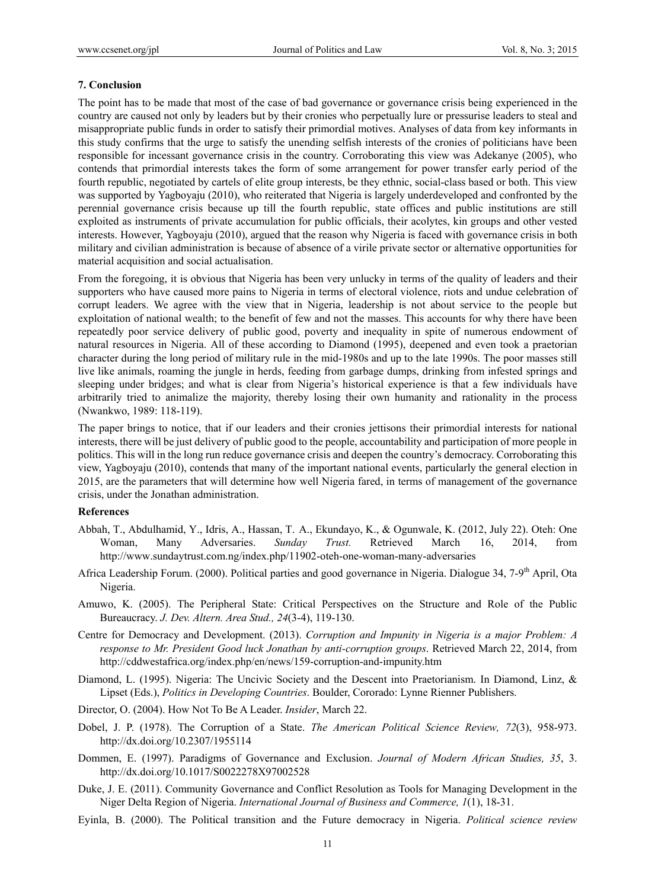## 7. Conclusion

The point has to be made that most of the case of bad governance or governance crisis being experienced in the country are caused not only by leaders but by their cronies who perpetually lure or pressurise leaders to steal and misappropriate public funds in order to satisfy their primordial motives. Analyses of data from key informants in this study confirms that the urge to satisfy the unending selfish interests of the cronies of politicians have been responsible for incessant governance crisis in the country. Corroborating this view was Adekanye (2005), who contends that primordial interests takes the form of some arrangement for power transfer early period of the fourth republic, negotiated by cartels of elite group interests, be they ethnic, social-class based or both. This view was supported by Yagboyaju (2010), who reiterated that Nigeria is largely underdeveloped and confronted by the perennial governance crisis because up till the fourth republic, state offices and public institutions are still exploited as instruments of private accumulation for public officials, their acolytes, kin groups and other vested interests. However, Yagboyaju (2010), argued that the reason why Nigeria is faced with governance crisis in both military and civilian administration is because of absence of a virile private sector or alternative opportunities for material acquisition and social actualisation.

From the foregoing, it is obvious that Nigeria has been very unlucky in terms of the quality of leaders and their supporters who have caused more pains to Nigeria in terms of electoral violence, riots and undue celebration of corrupt leaders. We agree with the view that in Nigeria, leadership is not about service to the people but exploitation of national wealth; to the benefit of few and not the masses. This accounts for why there have been repeatedly poor service delivery of public good, poverty and inequality in spite of numerous endowment of natural resources in Nigeria. All of these according to Diamond (1995), deepened and even took a praetorian character during the long period of military rule in the mid-1980s and up to the late 1990s. The poor masses still live like animals, roaming the jungle in herds, feeding from garbage dumps, drinking from infested springs and sleeping under bridges; and what is clear from Nigeria's historical experience is that a few individuals have arbitrarily tried to animalize the majority, thereby losing their own humanity and rationality in the process (Nwankwo, 1989: 118-119).

The paper brings to notice, that if our leaders and their cronies jettisons their primordial interests for national interests, there will be just delivery of public good to the people, accountability and participation of more people in politics. This will in the long run reduce governance crisis and deepen the country's democracy. Corroborating this view, Yagboyaju (2010), contends that many of the important national events, particularly the general election in 2015, are the parameters that will determine how well Nigeria fared, in terms of management of the governance crisis, under the Jonathan administration.

## References

Abbah, T., Abdulhamid, Y., Idris, A., Hassan, T. A., Ekundayo, K., & Ogunwale, K. (2012, July 22). Oteh: One Woman, Many Adversaries. *Sunday Trust.* Retrieved March 16, 2014, from http://www.sundaytrust.com.ng/index.php/11902-oteh-one-woman-many-adversaries

Africa Leadership Forum. (2000). Political parties and good governance in Nigeria. Dialogue 34, 7-9th April, Ota Nigeria.

Amuwo, K. (2005). The Peripheral State: Critical Perspectives on the Structure and Role of the Public Bureaucracy. *J. Dev. Altern. Area Stud., 24*(3-4), 119-130.

Centre for Democracy and Development. (2013). *Corruption and Impunity in Nigeria is a major Problem: A response to Mr. President Good luck Jonathan by anti-corruption groups*. Retrieved March 22, 2014, from http://cddwestafrica.org/index.php/en/news/159-corruption-and-impunity.htm

Diamond, L. (1995). Nigeria: The Uncivic Society and the Descent into Praetorianism. In Diamond, Linz, & Lipset (Eds.), *Politics in Developing Countries*. Boulder, Cororado: Lynne Rienner Publishers.

Director, O. (2004). How Not To Be A Leader. *Insider*, March 22.

Dobel, J. P. (1978). The Corruption of a State. *The American Political Science Review, 72*(3), 958-973. http://dx.doi.org/10.2307/1955114

Dommen, E. (1997). Paradigms of Governance and Exclusion. *Journal of Modern African Studies, 35*, 3. http://dx.doi.org/10.1017/S0022278X97002528

Duke, J. E. (2011). Community Governance and Conflict Resolution as Tools for Managing Development in the Niger Delta Region of Nigeria. *International Journal of Business and Commerce, 1*(1), 18-31.

Eyinla, B. (2000). The Political transition and the Future democracy in Nigeria. *Political science review*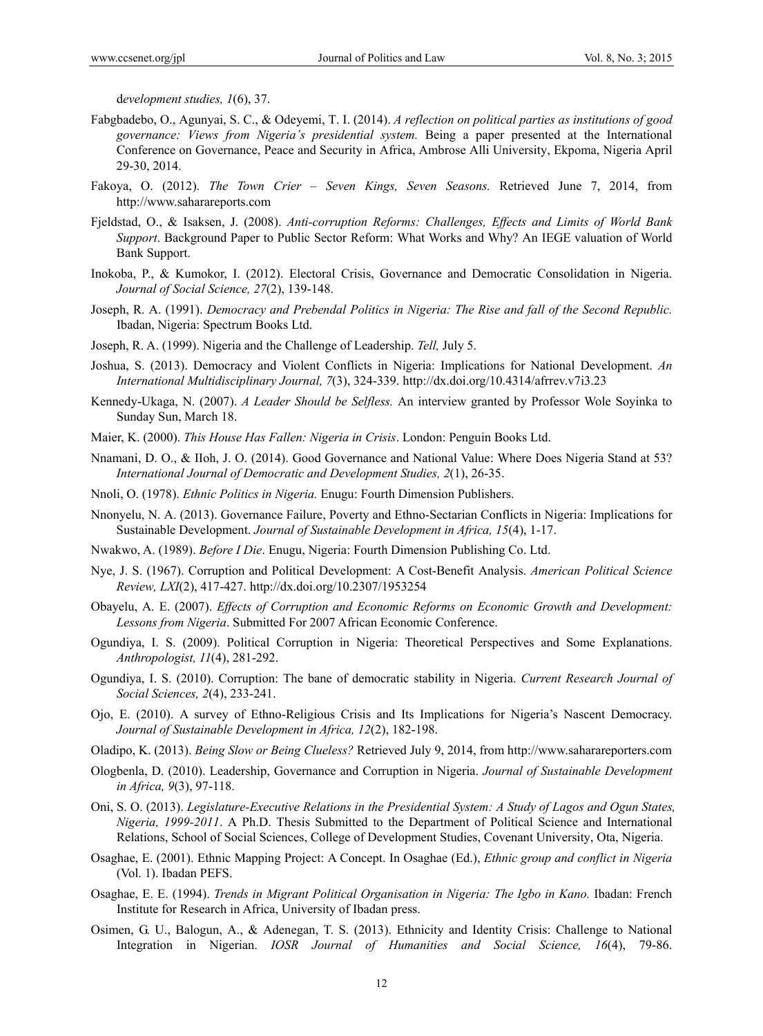d*evelopment studies, 1*(6), 37.

Fabgbadebo, O., Agunyai, S. C., & Odeyemi, T. I. (2014). *A reflection on political parties as institutions of good governance: Views from Nigeria's presidential system.* Being a paper presented at the International Conference on Governance, Peace and Security in Africa, Ambrose Alli University, Ekpoma, Nigeria April 29-30, 2014.

Fakoya, O. (2012). *The Town Crier – Seven Kings, Seven Seasons.* Retrieved June 7, 2014, from http://www.saharareports.com

Fjeldstad, O., & Isaksen, J. (2008). *Anti-corruption Reforms: Challenges, Effects and Limits of World Bank Support*. Background Paper to Public Sector Reform: What Works and Why? An IEGE valuation of World Bank Support.

Inokoba, P., & Kumokor, I. (2012). Electoral Crisis, Governance and Democratic Consolidation in Nigeria. *Journal of Social Science, 27*(2), 139-148.

Joseph, R. A. (1991). *Democracy and Prebendal Politics in Nigeria: The Rise and fall of the Second Republic.* Ibadan, Nigeria: Spectrum Books Ltd.

Joseph, R. A. (1999). Nigeria and the Challenge of Leadership. *Tell,* July 5.

Joshua, S. (2013). Democracy and Violent Conflicts in Nigeria: Implications for National Development. *An International Multidisciplinary Journal, 7*(3), 324-339. http://dx.doi.org/10.4314/afrrev.v7i3.23

Kennedy-Ukaga, N. (2007). *A Leader Should be Selfless.* An interview granted by Professor Wole Soyinka to Sunday Sun, March 18.

Maier, K. (2000). *This House Has Fallen: Nigeria in Crisis*. London: Penguin Books Ltd.

Nnamani, D. O., & IIoh, J. O. (2014). Good Governance and National Value: Where Does Nigeria Stand at 53? *International Journal of Democratic and Development Studies, 2*(1), 26-35.

Nnoli, O. (1978). *Ethnic Politics in Nigeria.* Enugu: Fourth Dimension Publishers.

Nnonyelu, N. A. (2013). Governance Failure, Poverty and Ethno-Sectarian Conflicts in Nigeria: Implications for Sustainable Development. *Journal of Sustainable Development in Africa, 15*(4), 1-17.

Nwakwo, A. (1989). *Before I Die*. Enugu, Nigeria: Fourth Dimension Publishing Co. Ltd.

Nye, J. S. (1967). Corruption and Political Development: A Cost-Benefit Analysis. *American Political Science Review, LXI*(2), 417-427. http://dx.doi.org/10.2307/1953254

Obayelu, A. E. (2007). *Effects of Corruption and Economic Reforms on Economic Growth and Development: Lessons from Nigeria*. Submitted For 2007 African Economic Conference.

Ogundiya, I. S. (2009). Political Corruption in Nigeria: Theoretical Perspectives and Some Explanations. *Anthropologist, 11*(4), 281-292.

Ogundiya, I. S. (2010). Corruption: The bane of democratic stability in Nigeria. *Current Research Journal of Social Sciences, 2*(4), 233-241.

Ojo, E. (2010). A survey of Ethno-Religious Crisis and Its Implications for Nigeria's Nascent Democracy. *Journal of Sustainable Development in Africa, 12*(2), 182-198.

Oladipo, K. (2013). *Being Slow or Being Clueless?* Retrieved July 9, 2014, from http://www.saharareporters.com

Ologbenla, D. (2010). Leadership, Governance and Corruption in Nigeria. *Journal of Sustainable Development in Africa, 9*(3), 97-118.

Oni, S. O. (2013). *Legislature-Executive Relations in the Presidential System: A Study of Lagos and Ogun States, Nigeria, 1999-2011*. A Ph.D. Thesis Submitted to the Department of Political Science and International Relations, School of Social Sciences, College of Development Studies, Covenant University, Ota, Nigeria.

Osaghae, E. (2001). Ethnic Mapping Project: A Concept. In Osaghae (Ed.), *Ethnic group and conflict in Nigeria* (Vol. 1). Ibadan PEFS.

Osaghae, E. E. (1994). *Trends in Migrant Political Organisation in Nigeria: The Igbo in Kano.* Ibadan: French Institute for Research in Africa, University of Ibadan press.

Osimen, G. U., Balogun, A., & Adenegan, T. S. (2013). Ethnicity and Identity Crisis: Challenge to National Integration in Nigerian. *IOSR Journal of Humanities and Social Science, 16*(4), 79-86.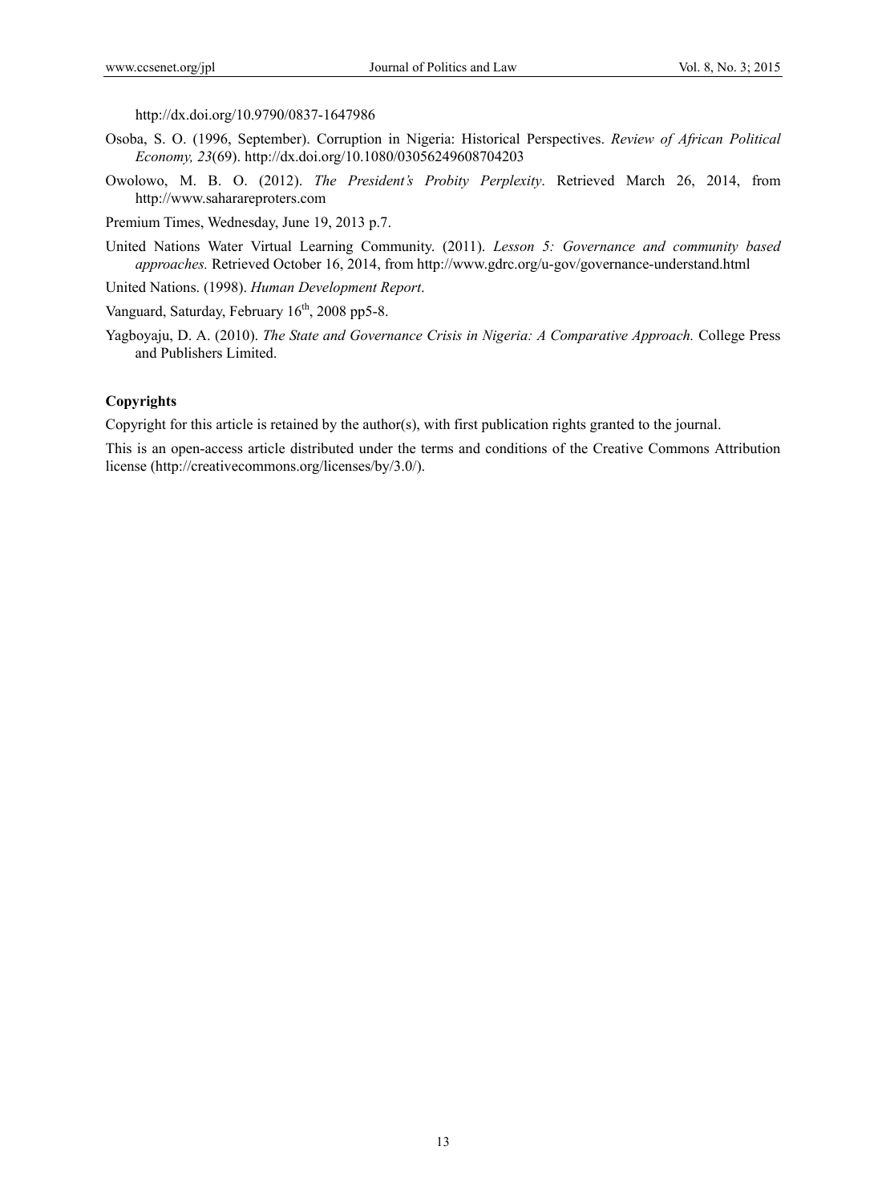http://dx.doi.org/10.9790/0837-1647986

Osoba, S. O. (1996, September). Corruption in Nigeria: Historical Perspectives. *Review of African Political Economy, 23*(69). http://dx.doi.org/10.1080/03056249608704203

Owolowo, M. B. O. (2012). *The President's Probity Perplexity*. Retrieved March 26, 2014, from http://www.saharareproters.com

Premium Times, Wednesday, June 19, 2013 p.7.

United Nations Water Virtual Learning Community. (2011). *Lesson 5: Governance and community based approaches.* Retrieved October 16, 2014, from http://www.gdrc.org/u-gov/governance-understand.html

United Nations. (1998). *Human Development Report*.

Vanguard, Saturday, February 16th, 2008 pp5-8.

Yagboyaju, D. A. (2010). *The State and Governance Crisis in Nigeria: A Comparative Approach.* College Press and Publishers Limited.

**Copyrights**

Copyright for this article is retained by the author(s), with first publication rights granted to the journal.

This is an open-access article distributed under the terms and conditions of the Creative Commons Attribution license (http://creativecommons.org/licenses/by/3.0/).